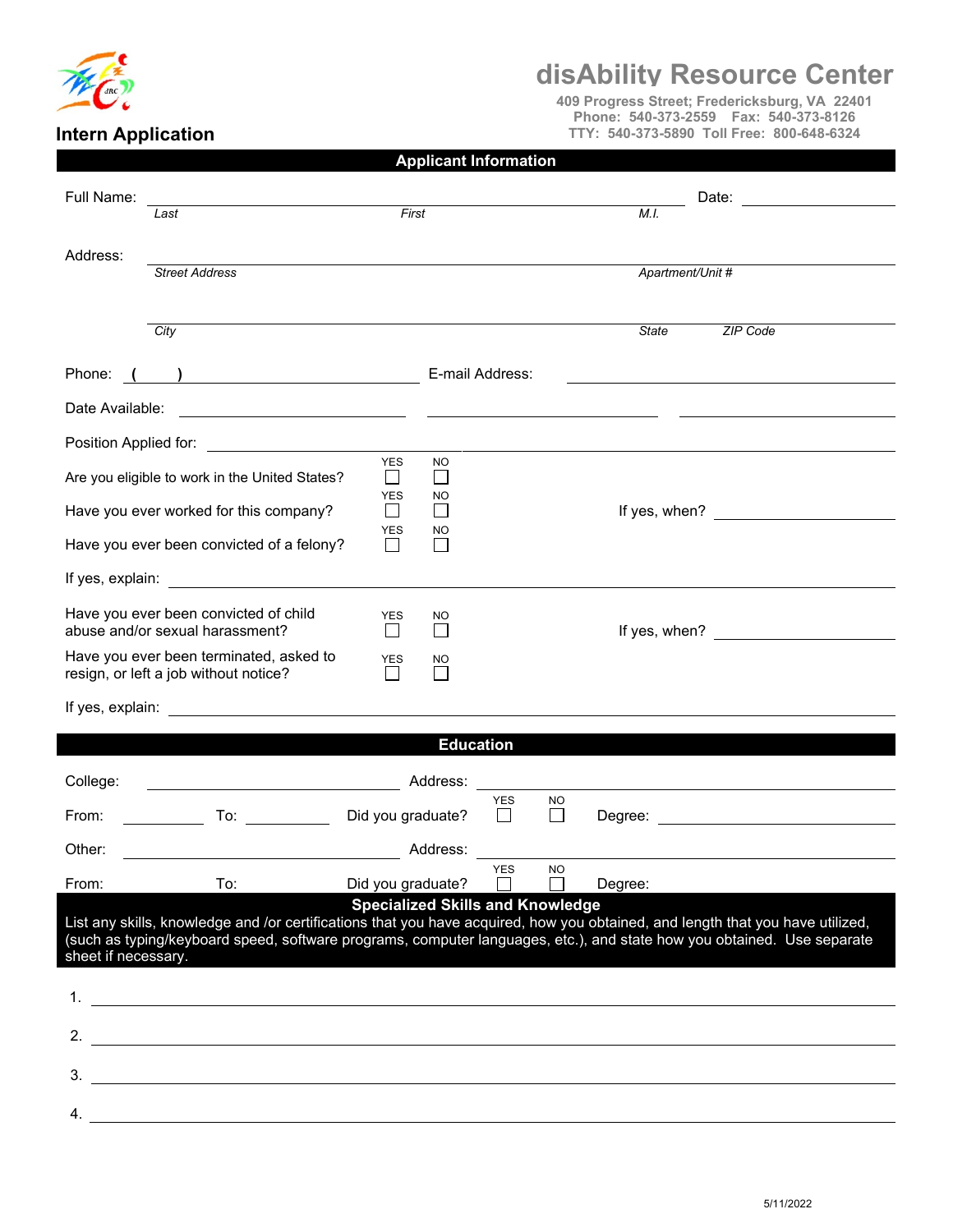# disAbility Resource Center

409 Progress Street; Fredericksburg, VA 22401
Phone: 540-373-2559 Fax: 540-373-8126
TTY: 540-373-5890 Toll Free: 800-648-6324

## Intern Application

### Applicant Information

Full Name: ______________________________ Date: __________
*Last* *First* *M.I.*

Address: ______________________________
*Street Address* *Apartment/Unit #*

______________________________
*City* *State* *ZIP Code*

Phone: ( ) __________ E-mail Address: __________

Date Available: __________ __________ __________

Position Applied for: __________

Are you eligible to work in the United States? YES ☐ NO ☐

Have you ever worked for this company? YES ☐ NO ☐ If yes, when? __________

Have you ever been convicted of a felony? YES ☐ NO ☐

If yes, explain: __________

Have you ever been convicted of child abuse and/or sexual harassment? YES ☐ NO ☐ If yes, when? __________

Have you ever been terminated, asked to resign, or left a job without notice? YES ☐ NO ☐

If yes, explain: __________

### Education

College: __________ Address: __________

From: ______ To: ______ Did you graduate? YES ☐ NO ☐ Degree: __________

Other: __________ Address: __________

From: To: Did you graduate? YES ☐ NO ☐ Degree:

### Specialized Skills and Knowledge

List any skills, knowledge and /or certifications that you have acquired, how you obtained, and length that you have utilized, (such as typing/keyboard speed, software programs, computer languages, etc.), and state how you obtained. Use separate sheet if necessary.

1. __________

2. __________

3. __________

4. __________

5/11/2022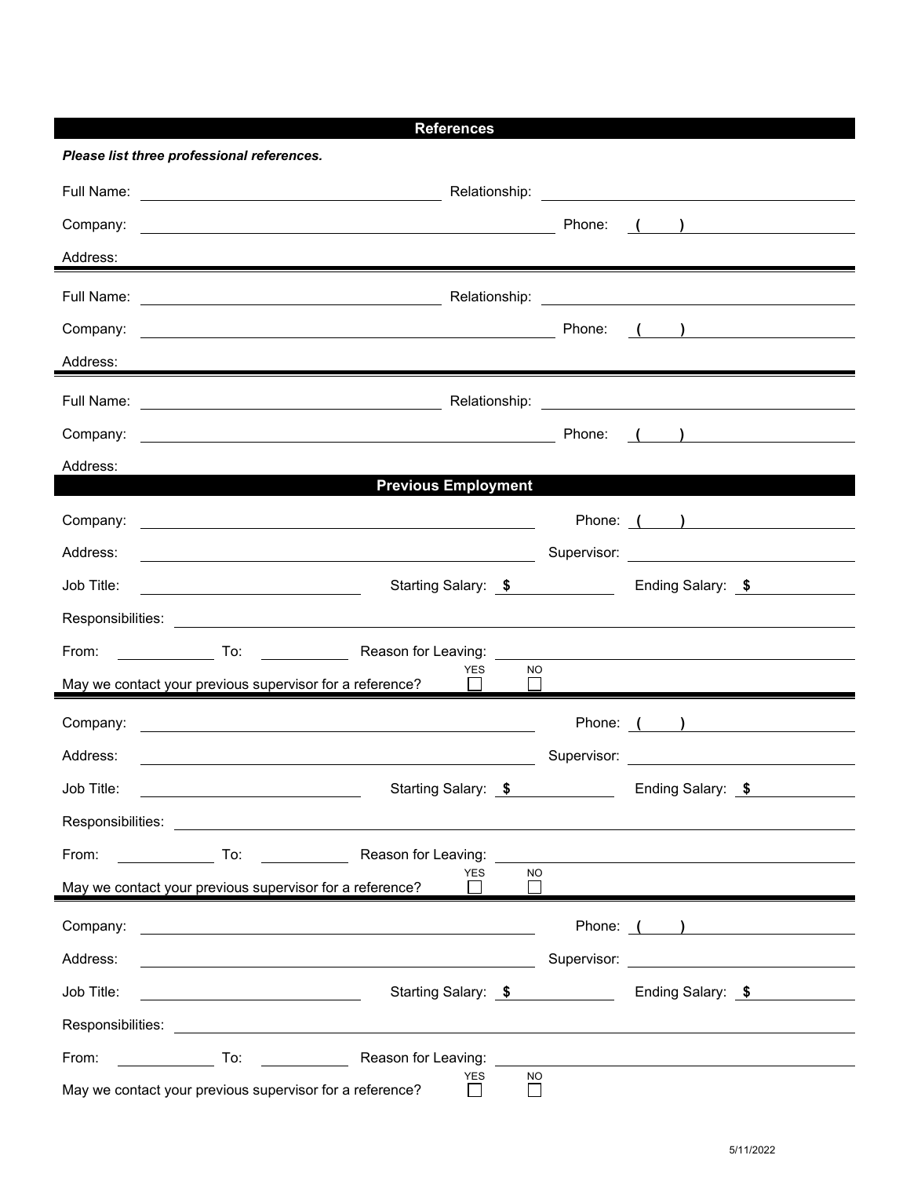## References

***Please list three professional references.***

Full Name: ____________________ Relationship: ____________________

Company: ____________________ Phone: ( ) ____________________

Address: ____________________

---

Full Name: ____________________ Relationship: ____________________

Company: ____________________ Phone: ( ) ____________________

Address: ____________________

---

Full Name: ____________________ Relationship: ____________________

Company: ____________________ Phone: ( ) ____________________

Address: ____________________

## Previous Employment

Company: ____________________ Phone: ( ) ____________________

Address: ____________________ Supervisor: ____________________

Job Title: ____________________ Starting Salary: $ __________ Ending Salary: $ __________

Responsibilities: ____________________

From: __________ To: __________ Reason for Leaving: ____________________

May we contact your previous supervisor for a reference? YES ☐ NO ☐

---

Company: ____________________ Phone: ( ) ____________________

Address: ____________________ Supervisor: ____________________

Job Title: ____________________ Starting Salary: $ __________ Ending Salary: $ __________

Responsibilities: ____________________

From: __________ To: __________ Reason for Leaving: ____________________

May we contact your previous supervisor for a reference? YES ☐ NO ☐

---

Company: ____________________ Phone: ( ) ____________________

Address: ____________________ Supervisor: ____________________

Job Title: ____________________ Starting Salary: $ __________ Ending Salary: $ __________

Responsibilities: ____________________

From: __________ To: __________ Reason for Leaving: ____________________

May we contact your previous supervisor for a reference? YES ☐ NO ☐

5/11/2022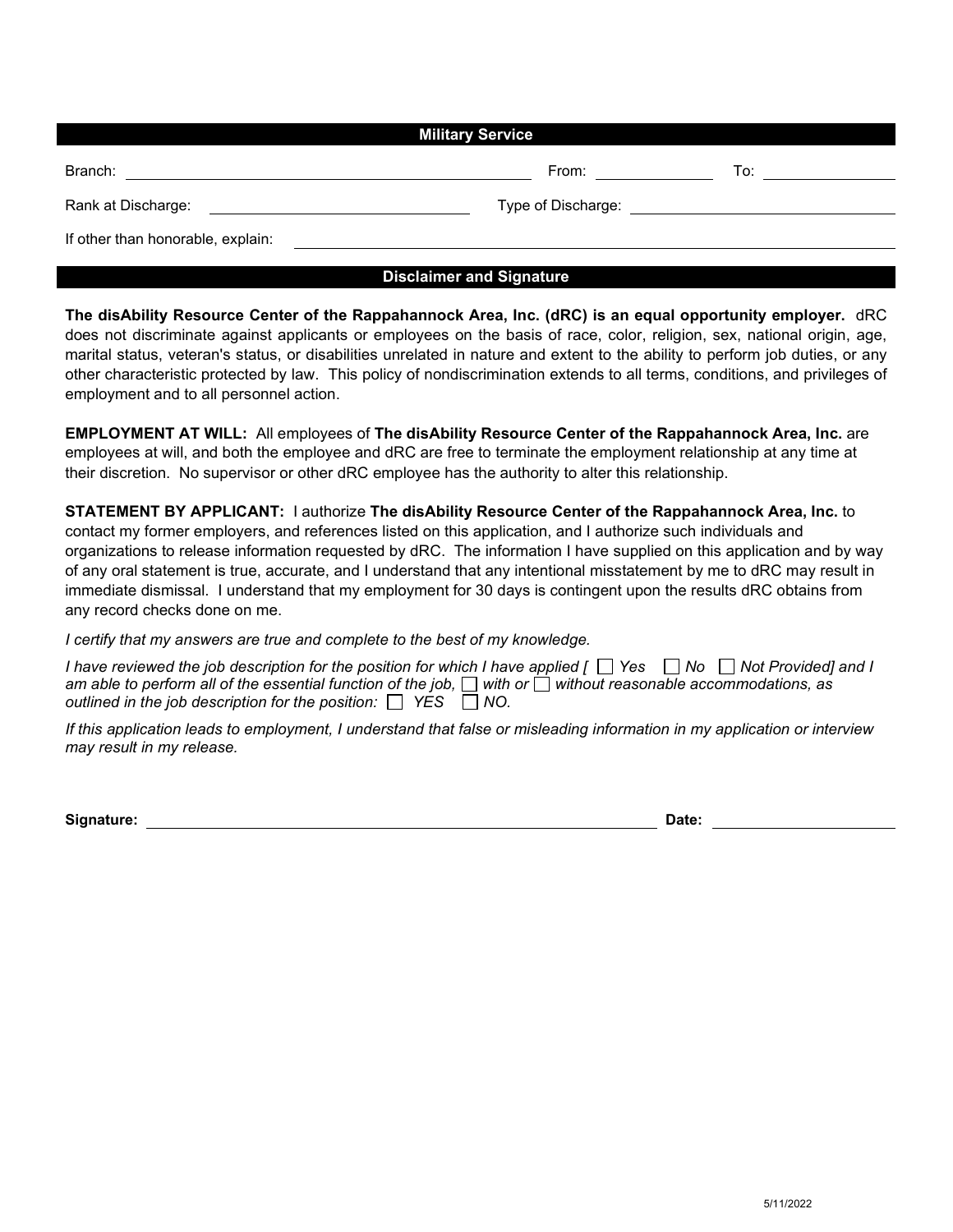## Military Service

Branch: ______________________________ From: ____________ To: ____________

Rank at Discharge: ______________________________ Type of Discharge: ______________________________

If other than honorable, explain: ______________________________________________________________

## Disclaimer and Signature

**The disAbility Resource Center of the Rappahannock Area, Inc. (dRC) is an equal opportunity employer.** dRC does not discriminate against applicants or employees on the basis of race, color, religion, sex, national origin, age, marital status, veteran's status, or disabilities unrelated in nature and extent to the ability to perform job duties, or any other characteristic protected by law. This policy of nondiscrimination extends to all terms, conditions, and privileges of employment and to all personnel action.

**EMPLOYMENT AT WILL:** All employees of **The disAbility Resource Center of the Rappahannock Area, Inc.** are employees at will, and both the employee and dRC are free to terminate the employment relationship at any time at their discretion. No supervisor or other dRC employee has the authority to alter this relationship.

**STATEMENT BY APPLICANT:** I authorize **The disAbility Resource Center of the Rappahannock Area, Inc.** to contact my former employers, and references listed on this application, and I authorize such individuals and organizations to release information requested by dRC. The information I have supplied on this application and by way of any oral statement is true, accurate, and I understand that any intentional misstatement by me to dRC may result in immediate dismissal. I understand that my employment for 30 days is contingent upon the results dRC obtains from any record checks done on me.

*I certify that my answers are true and complete to the best of my knowledge.*

*I have reviewed the job description for the position for which I have applied [ ☐ Yes ☐ No ☐ Not Provided] and I am able to perform all of the essential function of the job, ☐ with or ☐ without reasonable accommodations, as outlined in the job description for the position: ☐ YES ☐ NO.*

*If this application leads to employment, I understand that false or misleading information in my application or interview may result in my release.*

**Signature:** ______________________________________________ **Date:** ____________________

5/11/2022